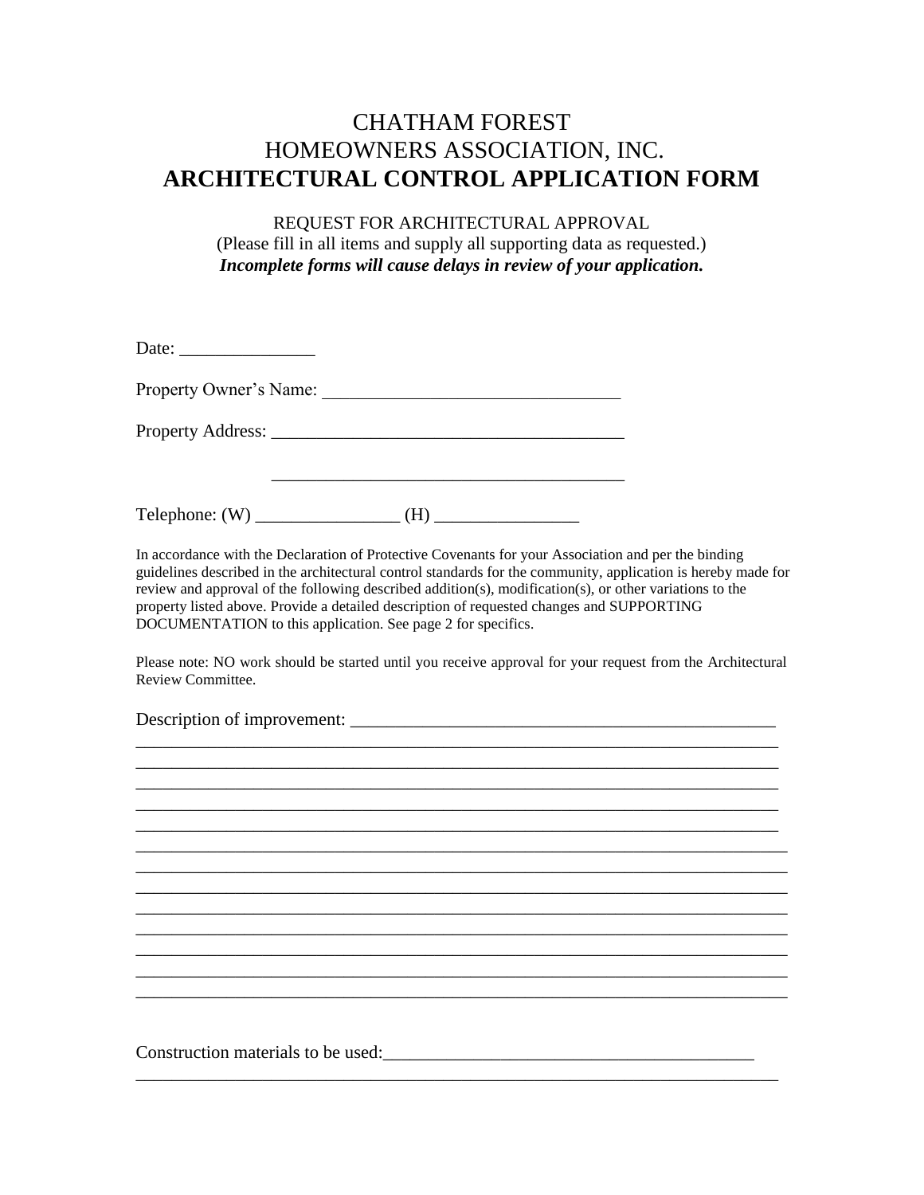# CHATHAM FOREST
# HOMEOWNERS ASSOCIATION, INC.
# **ARCHITECTURAL CONTROL APPLICATION FORM**

REQUEST FOR ARCHITECTURAL APPROVAL
(Please fill in all items and supply all supporting data as requested.)
***Incomplete forms will cause delays in review of your application.***

Date: _______________

Property Owner's Name: ________________________________

Property Address: ______________________________________

______________________________________

Telephone: (W) ________________ (H) ________________

In accordance with the Declaration of Protective Covenants for your Association and per the binding guidelines described in the architectural control standards for the community, application is hereby made for review and approval of the following described addition(s), modification(s), or other variations to the property listed above. Provide a detailed description of requested changes and SUPPORTING DOCUMENTATION to this application. See page 2 for specifics.

Please note: NO work should be started until you receive approval for your request from the Architectural Review Committee.

Description of improvement: ________________________________________________

__________________________________________________________________________
__________________________________________________________________________
__________________________________________________________________________
__________________________________________________________________________
__________________________________________________________________________
__________________________________________________________________________
__________________________________________________________________________
__________________________________________________________________________
__________________________________________________________________________
__________________________________________________________________________
__________________________________________________________________________
__________________________________________________________________________
__________________________________________________________________________

Construction materials to be used:_________________________________________

__________________________________________________________________________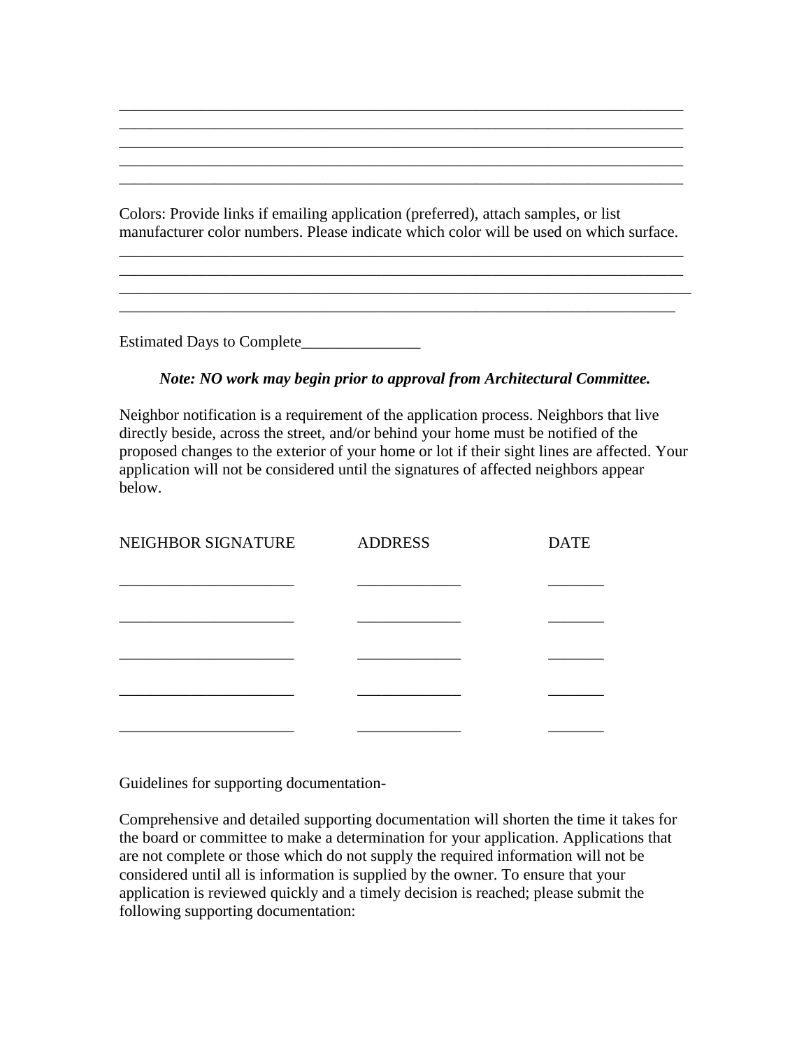\_\_\_\_\_\_\_\_\_\_\_\_\_\_\_\_\_\_\_\_\_\_\_\_\_\_\_\_\_\_\_\_\_\_\_\_\_\_\_\_\_\_\_\_\_\_\_\_\_\_\_\_\_\_\_\_\_\_\_\_\_\_\_\_\_\_\_\_\_\_
\_\_\_\_\_\_\_\_\_\_\_\_\_\_\_\_\_\_\_\_\_\_\_\_\_\_\_\_\_\_\_\_\_\_\_\_\_\_\_\_\_\_\_\_\_\_\_\_\_\_\_\_\_\_\_\_\_\_\_\_\_\_\_\_\_\_\_\_\_\_
\_\_\_\_\_\_\_\_\_\_\_\_\_\_\_\_\_\_\_\_\_\_\_\_\_\_\_\_\_\_\_\_\_\_\_\_\_\_\_\_\_\_\_\_\_\_\_\_\_\_\_\_\_\_\_\_\_\_\_\_\_\_\_\_\_\_\_\_\_\_
\_\_\_\_\_\_\_\_\_\_\_\_\_\_\_\_\_\_\_\_\_\_\_\_\_\_\_\_\_\_\_\_\_\_\_\_\_\_\_\_\_\_\_\_\_\_\_\_\_\_\_\_\_\_\_\_\_\_\_\_\_\_\_\_\_\_\_\_\_\_
\_\_\_\_\_\_\_\_\_\_\_\_\_\_\_\_\_\_\_\_\_\_\_\_\_\_\_\_\_\_\_\_\_\_\_\_\_\_\_\_\_\_\_\_\_\_\_\_\_\_\_\_\_\_\_\_\_\_\_\_\_\_\_\_\_\_\_\_\_\_

Colors: Provide links if emailing application (preferred), attach samples, or list manufacturer color numbers. Please indicate which color will be used on which surface.

\_\_\_\_\_\_\_\_\_\_\_\_\_\_\_\_\_\_\_\_\_\_\_\_\_\_\_\_\_\_\_\_\_\_\_\_\_\_\_\_\_\_\_\_\_\_\_\_\_\_\_\_\_\_\_\_\_\_\_\_\_\_\_\_\_\_\_\_\_\_
\_\_\_\_\_\_\_\_\_\_\_\_\_\_\_\_\_\_\_\_\_\_\_\_\_\_\_\_\_\_\_\_\_\_\_\_\_\_\_\_\_\_\_\_\_\_\_\_\_\_\_\_\_\_\_\_\_\_\_\_\_\_\_\_\_\_\_\_\_\_
\_\_\_\_\_\_\_\_\_\_\_\_\_\_\_\_\_\_\_\_\_\_\_\_\_\_\_\_\_\_\_\_\_\_\_\_\_\_\_\_\_\_\_\_\_\_\_\_\_\_\_\_\_\_\_\_\_\_\_\_\_\_\_\_\_\_\_\_\_\_
\_\_\_\_\_\_\_\_\_\_\_\_\_\_\_\_\_\_\_\_\_\_\_\_\_\_\_\_\_\_\_\_\_\_\_\_\_\_\_\_\_\_\_\_\_\_\_\_\_\_\_\_\_\_\_\_\_\_\_\_\_\_\_\_\_\_\_\_\_\_

Estimated Days to Complete\_\_\_\_\_\_\_\_\_\_\_\_\_\_\_

***Note: NO work may begin prior to approval from Architectural Committee.***

Neighbor notification is a requirement of the application process. Neighbors that live directly beside, across the street, and/or behind your home must be notified of the proposed changes to the exterior of your home or lot if their sight lines are affected. Your application will not be considered until the signatures of affected neighbors appear below.

| NEIGHBOR SIGNATURE | ADDRESS | DATE |
|---|---|---|
| \_\_\_\_\_\_\_\_\_\_\_\_\_\_\_\_\_\_\_\_\_\_ | \_\_\_\_\_\_\_\_\_\_\_\_\_ | \_\_\_\_\_\_\_ |
| \_\_\_\_\_\_\_\_\_\_\_\_\_\_\_\_\_\_\_\_\_\_ | \_\_\_\_\_\_\_\_\_\_\_\_\_ | \_\_\_\_\_\_\_ |
| \_\_\_\_\_\_\_\_\_\_\_\_\_\_\_\_\_\_\_\_\_\_ | \_\_\_\_\_\_\_\_\_\_\_\_\_ | \_\_\_\_\_\_\_ |
| \_\_\_\_\_\_\_\_\_\_\_\_\_\_\_\_\_\_\_\_\_\_ | \_\_\_\_\_\_\_\_\_\_\_\_\_ | \_\_\_\_\_\_\_ |
| \_\_\_\_\_\_\_\_\_\_\_\_\_\_\_\_\_\_\_\_\_\_ | \_\_\_\_\_\_\_\_\_\_\_\_\_ | \_\_\_\_\_\_\_ |

Guidelines for supporting documentation-

Comprehensive and detailed supporting documentation will shorten the time it takes for the board or committee to make a determination for your application. Applications that are not complete or those which do not supply the required information will not be considered until all is information is supplied by the owner. To ensure that your application is reviewed quickly and a timely decision is reached; please submit the following supporting documentation: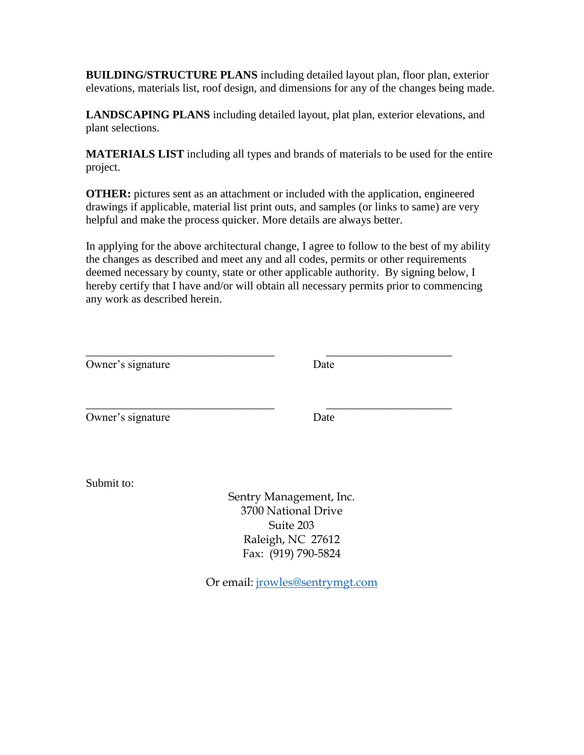**BUILDING/STRUCTURE PLANS** including detailed layout plan, floor plan, exterior elevations, materials list, roof design, and dimensions for any of the changes being made.

**LANDSCAPING PLANS** including detailed layout, plat plan, exterior elevations, and plant selections.

**MATERIALS LIST** including all types and brands of materials to be used for the entire project.

**OTHER:** pictures sent as an attachment or included with the application, engineered drawings if applicable, material list print outs, and samples (or links to same) are very helpful and make the process quicker. More details are always better.

In applying for the above architectural change, I agree to follow to the best of my ability the changes as described and meet any and all codes, permits or other requirements deemed necessary by county, state or other applicable authority. By signing below, I hereby certify that I have and/or will obtain all necessary permits prior to commencing any work as described herein.

\_\_\_\_\_\_\_\_\_\_\_\_\_\_\_\_\_\_\_\_\_\_\_\_\_\_\_\_\_\_\_\_\_\_ \_\_\_\_\_\_\_\_\_\_\_\_\_\_\_\_\_\_\_\_\_\_\_\_

Owner's signature Date

\_\_\_\_\_\_\_\_\_\_\_\_\_\_\_\_\_\_\_\_\_\_\_\_\_\_\_\_\_\_\_\_\_\_ \_\_\_\_\_\_\_\_\_\_\_\_\_\_\_\_\_\_\_\_\_\_\_\_

Owner's signature Date

Submit to:

Sentry Management, Inc.
3700 National Drive
Suite 203
Raleigh, NC 27612
Fax: (919) 790-5824

Or email: jrowles@sentrymgt.com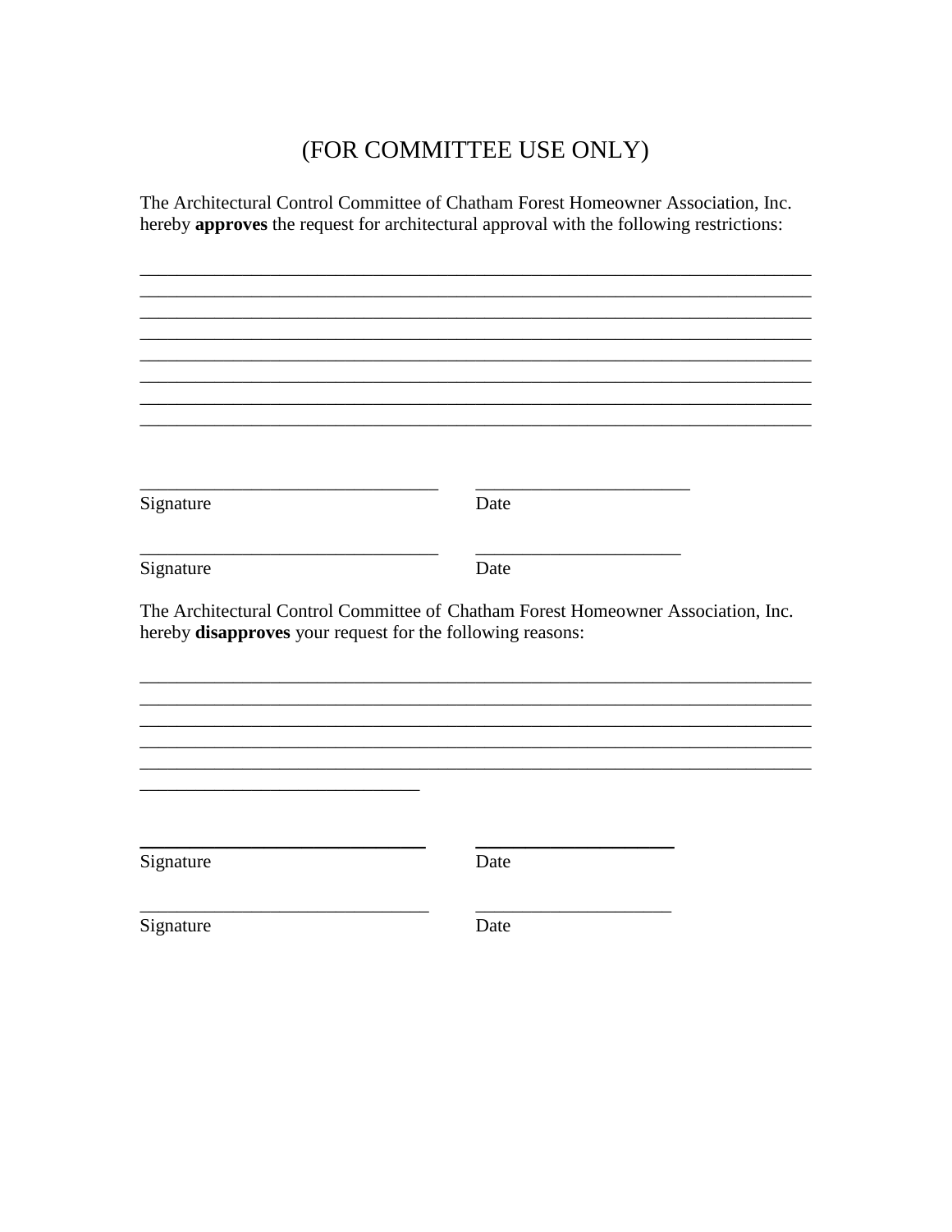# (FOR COMMITTEE USE ONLY)

The Architectural Control Committee of Chatham Forest Homeowner Association, Inc. hereby **approves** the request for architectural approval with the following restrictions:

________________________________________________________________________
________________________________________________________________________
________________________________________________________________________
________________________________________________________________________
________________________________________________________________________
________________________________________________________________________
________________________________________________________________________
________________________________________________________________________

________________________________ ______________________
Signature Date

________________________________ ______________________
Signature Date

The Architectural Control Committee of Chatham Forest Homeowner Association, Inc. hereby **disapproves** your request for the following reasons:

________________________________________________________________________
________________________________________________________________________
________________________________________________________________________
________________________________________________________________________
________________________________________________________________________
______________________________

________________________________ ______________________
Signature Date

________________________________ ______________________
Signature Date